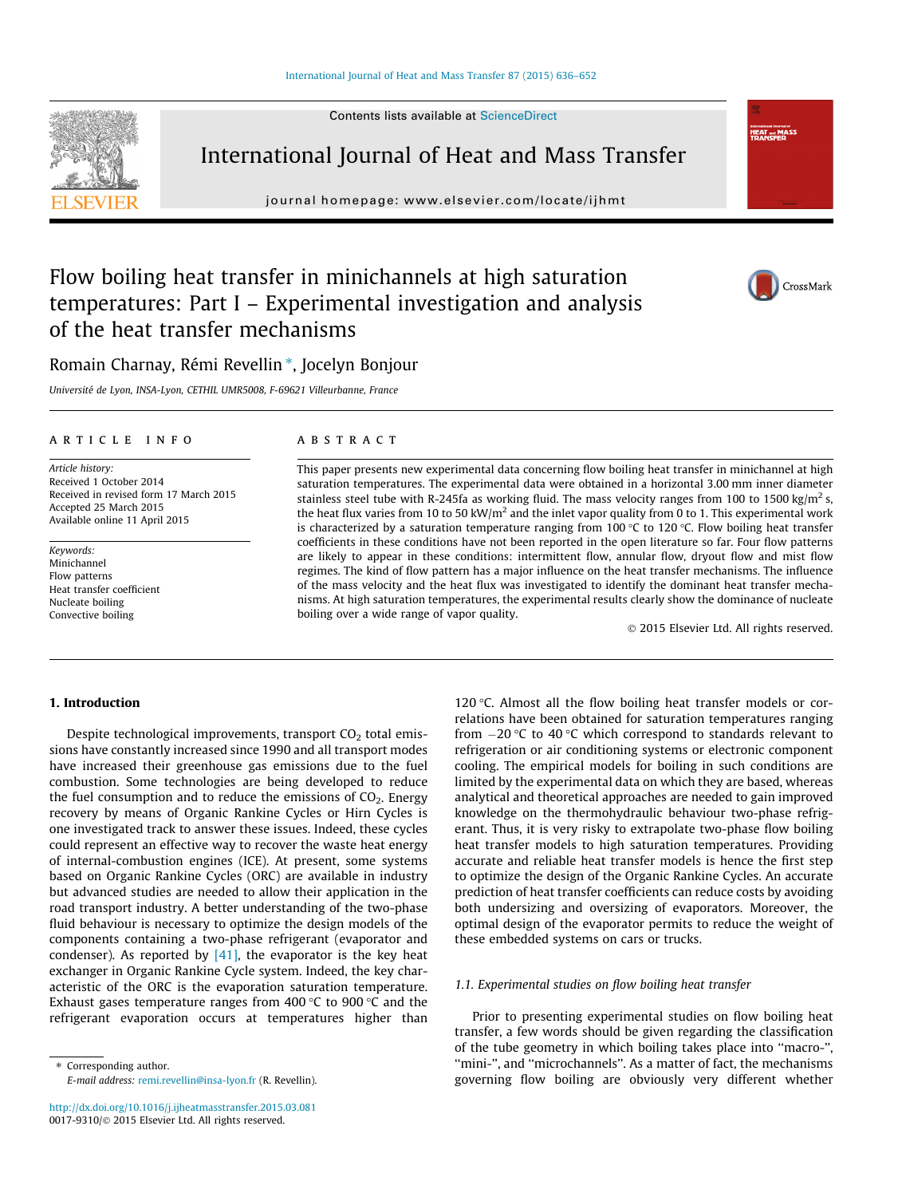# Flow boiling heat transfer in minichannels at high saturation temperatures: Part I – Experimental investigation and analysis of the heat transfer mechanisms

Romain Charnay, Rémi Revellin *, Jocelyn Bonjour

*Université de Lyon, INSA-Lyon, CETHIL UMR5008, F-69621 Villeurbanne, France*

## ARTICLE INFO

*Article history:*
Received 1 October 2014
Received in revised form 17 March 2015
Accepted 25 March 2015
Available online 11 April 2015

*Keywords:*
Minichannel
Flow patterns
Heat transfer coefficient
Nucleate boiling
Convective boiling

## ABSTRACT

This paper presents new experimental data concerning flow boiling heat transfer in minichannel at high saturation temperatures. The experimental data were obtained in a horizontal 3.00 mm inner diameter stainless steel tube with R-245fa as working fluid. The mass velocity ranges from 100 to 1500 kg/m$^2$ s, the heat flux varies from 10 to 50 kW/m$^2$ and the inlet vapor quality from 0 to 1. This experimental work is characterized by a saturation temperature ranging from 100 °C to 120 °C. Flow boiling heat transfer coefficients in these conditions have not been reported in the open literature so far. Four flow patterns are likely to appear in these conditions: intermittent flow, annular flow, dryout flow and mist flow regimes. The kind of flow pattern has a major influence on the heat transfer mechanisms. The influence of the mass velocity and the heat flux was investigated to identify the dominant heat transfer mechanisms. At high saturation temperatures, the experimental results clearly show the dominance of nucleate boiling over a wide range of vapor quality.

© 2015 Elsevier Ltd. All rights reserved.

## 1. Introduction

Despite technological improvements, transport $CO_2$ total emissions have constantly increased since 1990 and all transport modes have increased their greenhouse gas emissions due to the fuel combustion. Some technologies are being developed to reduce the fuel consumption and to reduce the emissions of $CO_2$. Energy recovery by means of Organic Rankine Cycles or Hirn Cycles is one investigated track to answer these issues. Indeed, these cycles could represent an effective way to recover the waste heat energy of internal-combustion engines (ICE). At present, some systems based on Organic Rankine Cycles (ORC) are available in industry but advanced studies are needed to allow their application in the road transport industry. A better understanding of the two-phase fluid behaviour is necessary to optimize the design models of the components containing a two-phase refrigerant (evaporator and condenser). As reported by [41], the evaporator is the key heat exchanger in Organic Rankine Cycle system. Indeed, the key characteristic of the ORC is the evaporation saturation temperature. Exhaust gases temperature ranges from 400 °C to 900 °C and the refrigerant evaporation occurs at temperatures higher than 120 °C. Almost all the flow boiling heat transfer models or correlations have been obtained for saturation temperatures ranging from −20 °C to 40 °C which correspond to standards relevant to refrigeration or air conditioning systems or electronic component cooling. The empirical models for boiling in such conditions are limited by the experimental data on which they are based, whereas analytical and theoretical approaches are needed to gain improved knowledge on the thermohydraulic behaviour two-phase refrigerant. Thus, it is very risky to extrapolate two-phase flow boiling heat transfer models to high saturation temperatures. Providing accurate and reliable heat transfer models is hence the first step to optimize the design of the Organic Rankine Cycles. An accurate prediction of heat transfer coefficients can reduce costs by avoiding both undersizing and oversizing of evaporators. Moreover, the optimal design of the evaporator permits to reduce the weight of these embedded systems on cars or trucks.

### 1.1. Experimental studies on flow boiling heat transfer

Prior to presenting experimental studies on flow boiling heat transfer, a few words should be given regarding the classification of the tube geometry in which boiling takes place into "macro-", "mini-", and "microchannels". As a matter of fact, the mechanisms governing flow boiling are obviously very different whether

* Corresponding author.
E-mail address: remi.revellin@insa-lyon.fr (R. Revellin).

http://dx.doi.org/10.1016/j.ijheatmasstransfer.2015.03.081
0017-9310/© 2015 Elsevier Ltd. All rights reserved.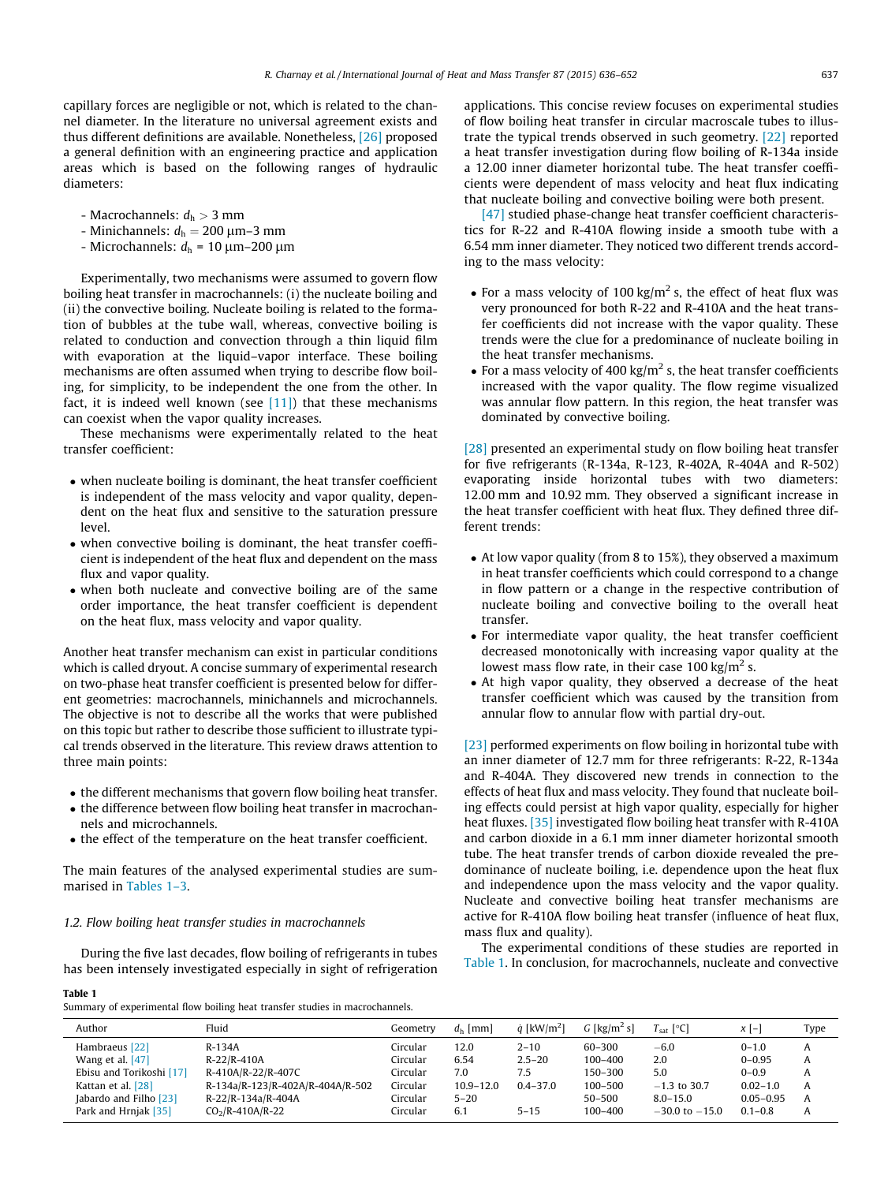capillary forces are negligible or not, which is related to the channel diameter. In the literature no universal agreement exists and thus different definitions are available. Nonetheless, [26] proposed a general definition with an engineering practice and application areas which is based on the following ranges of hydraulic diameters:

- Macrochannels: $d_h > 3$ mm
- Minichannels: $d_h = 200$ μm–3 mm
- Microchannels: $d_h = 10$ μm–200 μm

Experimentally, two mechanisms were assumed to govern flow boiling heat transfer in macrochannels: (i) the nucleate boiling and (ii) the convective boiling. Nucleate boiling is related to the formation of bubbles at the tube wall, whereas, convective boiling is related to conduction and convection through a thin liquid film with evaporation at the liquid–vapor interface. These boiling mechanisms are often assumed when trying to describe flow boiling, for simplicity, to be independent the one from the other. In fact, it is indeed well known (see [11]) that these mechanisms can coexist when the vapor quality increases.

These mechanisms were experimentally related to the heat transfer coefficient:

- when nucleate boiling is dominant, the heat transfer coefficient is independent of the mass velocity and vapor quality, dependent on the heat flux and sensitive to the saturation pressure level.
- when convective boiling is dominant, the heat transfer coefficient is independent of the heat flux and dependent on the mass flux and vapor quality.
- when both nucleate and convective boiling are of the same order importance, the heat transfer coefficient is dependent on the heat flux, mass velocity and vapor quality.

Another heat transfer mechanism can exist in particular conditions which is called dryout. A concise summary of experimental research on two-phase heat transfer coefficient is presented below for different geometries: macrochannels, minichannels and microchannels. The objective is not to describe all the works that were published on this topic but rather to describe those sufficient to illustrate typical trends observed in the literature. This review draws attention to three main points:

- the different mechanisms that govern flow boiling heat transfer.
- the difference between flow boiling heat transfer in macrochannels and microchannels.
- the effect of the temperature on the heat transfer coefficient.

The main features of the analysed experimental studies are summarised in Tables 1–3.

### 1.2. Flow boiling heat transfer studies in macrochannels

During the five last decades, flow boiling of refrigerants in tubes has been intensely investigated especially in sight of refrigeration applications. This concise review focuses on experimental studies of flow boiling heat transfer in circular macroscale tubes to illustrate the typical trends observed in such geometry. [22] reported a heat transfer investigation during flow boiling of R-134a inside a 12.00 inner diameter horizontal tube. The heat transfer coefficients were dependent of mass velocity and heat flux indicating that nucleate boiling and convective boiling were both present.

[47] studied phase-change heat transfer coefficient characteristics for R-22 and R-410A flowing inside a smooth tube with a 6.54 mm inner diameter. They noticed two different trends according to the mass velocity:

- For a mass velocity of 100 kg/m$^2$ s, the effect of heat flux was very pronounced for both R-22 and R-410A and the heat transfer coefficients did not increase with the vapor quality. These trends were the clue for a predominance of nucleate boiling in the heat transfer mechanisms.
- For a mass velocity of 400 kg/m$^2$ s, the heat transfer coefficients increased with the vapor quality. The flow regime visualized was annular flow pattern. In this region, the heat transfer was dominated by convective boiling.

[28] presented an experimental study on flow boiling heat transfer for five refrigerants (R-134a, R-123, R-402A, R-404A and R-502) evaporating inside horizontal tubes with two diameters: 12.00 mm and 10.92 mm. They observed a significant increase in the heat transfer coefficient with heat flux. They defined three different trends:

- At low vapor quality (from 8 to 15%), they observed a maximum in heat transfer coefficients which could correspond to a change in flow pattern or a change in the respective contribution of nucleate boiling and convective boiling to the overall heat transfer.
- For intermediate vapor quality, the heat transfer coefficient decreased monotonically with increasing vapor quality at the lowest mass flow rate, in their case 100 kg/m$^2$ s.
- At high vapor quality, they observed a decrease of the heat transfer coefficient which was caused by the transition from annular flow to annular flow with partial dry-out.

[23] performed experiments on flow boiling in horizontal tube with an inner diameter of 12.7 mm for three refrigerants: R-22, R-134a and R-404A. They discovered new trends in connection to the effects of heat flux and mass velocity. They found that nucleate boiling effects could persist at high vapor quality, especially for higher heat fluxes. [35] investigated flow boiling heat transfer with R-410A and carbon dioxide in a 6.1 mm inner diameter horizontal smooth tube. The heat transfer trends of carbon dioxide revealed the predominance of nucleate boiling, i.e. dependence upon the heat flux and independence upon the mass velocity and the vapor quality. Nucleate and convective boiling heat transfer mechanisms are active for R-410A flow boiling heat transfer (influence of heat flux, mass flux and quality).

The experimental conditions of these studies are reported in Table 1. In conclusion, for macrochannels, nucleate and convective

**Table 1**
Summary of experimental flow boiling heat transfer studies in macrochannels.

| Author | Fluid | Geometry | $d_h$ [mm] | $\dot{q}$ [kW/m$^2$] | $G$ [kg/m$^2$ s] | $T_{sat}$ [°C] | $x$ [–] | Type |
|---|---|---|---|---|---|---|---|---|
| Hambraeus [22] | R-134A | Circular | 12.0 | 2–10 | 60–300 | −6.0 | 0–1.0 | A |
| Wang et al. [47] | R-22/R-410A | Circular | 6.54 | 2.5–20 | 100–400 | 2.0 | 0–0.95 | A |
| Ebisu and Torikoshi [17] | R-410A/R-22/R-407C | Circular | 7.0 | 7.5 | 150–300 | 5.0 | 0–0.9 | A |
| Kattan et al. [28] | R-134a/R-123/R-402A/R-404A/R-502 | Circular | 10.9–12.0 | 0.4–37.0 | 100–500 | −1.3 to 30.7 | 0.02–1.0 | A |
| Jabardo and Filho [23] | R-22/R-134a/R-404A | Circular | 5–20 | | 50–500 | 8.0–15.0 | 0.05–0.95 | A |
| Park and Hrnjak [35] | $CO_2$/R-410A/R-22 | Circular | 6.1 | 5–15 | 100–400 | −30.0 to −15.0 | 0.1–0.8 | A |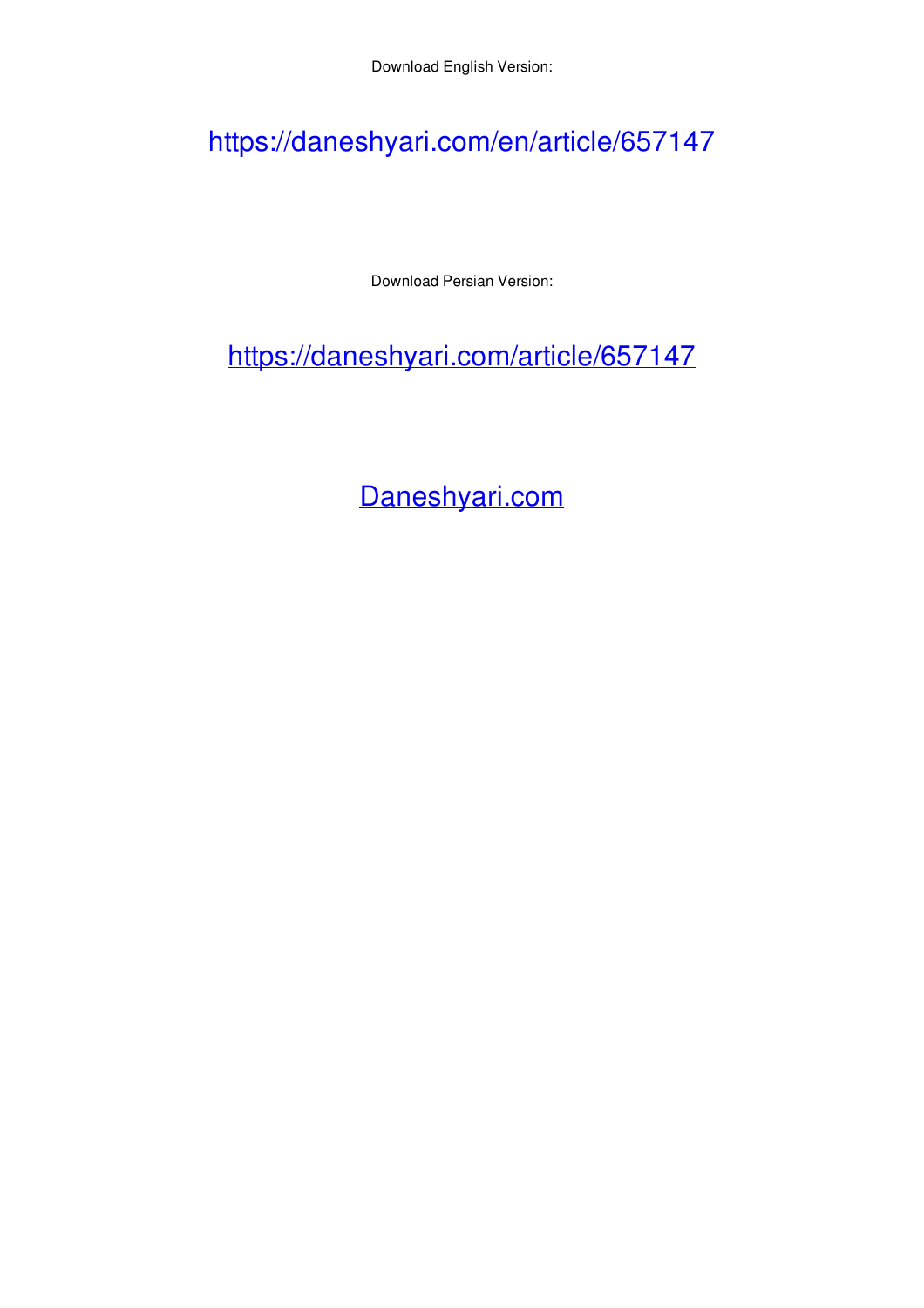Download English Version:

https://daneshyari.com/en/article/657147

Download Persian Version:

https://daneshyari.com/article/657147

Daneshyari.com